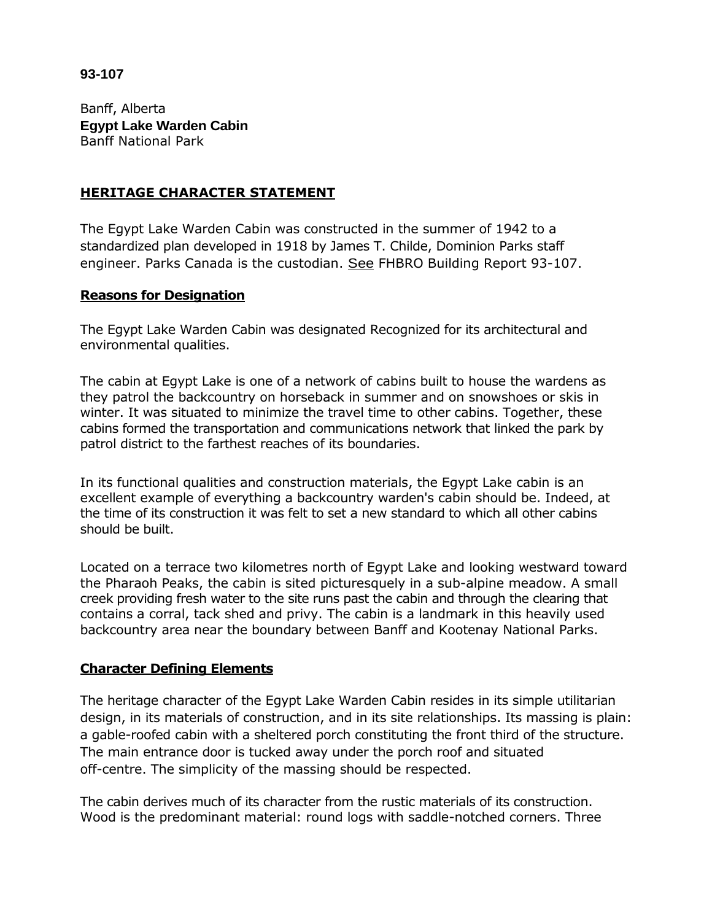**93-107**

Banff, Alberta
**Egypt Lake Warden Cabin**
Banff National Park

## HERITAGE CHARACTER STATEMENT

The Egypt Lake Warden Cabin was constructed in the summer of 1942 to a standardized plan developed in 1918 by James T. Childe, Dominion Parks staff engineer. Parks Canada is the custodian. See FHBRO Building Report 93-107.

### Reasons for Designation

The Egypt Lake Warden Cabin was designated Recognized for its architectural and environmental qualities.

The cabin at Egypt Lake is one of a network of cabins built to house the wardens as they patrol the backcountry on horseback in summer and on snowshoes or skis in winter. It was situated to minimize the travel time to other cabins. Together, these cabins formed the transportation and communications network that linked the park by patrol district to the farthest reaches of its boundaries.

In its functional qualities and construction materials, the Egypt Lake cabin is an excellent example of everything a backcountry warden's cabin should be. Indeed, at the time of its construction it was felt to set a new standard to which all other cabins should be built.

Located on a terrace two kilometres north of Egypt Lake and looking westward toward the Pharaoh Peaks, the cabin is sited picturesquely in a sub-alpine meadow. A small creek providing fresh water to the site runs past the cabin and through the clearing that contains a corral, tack shed and privy. The cabin is a landmark in this heavily used backcountry area near the boundary between Banff and Kootenay National Parks.

### Character Defining Elements

The heritage character of the Egypt Lake Warden Cabin resides in its simple utilitarian design, in its materials of construction, and in its site relationships. Its massing is plain: a gable-roofed cabin with a sheltered porch constituting the front third of the structure. The main entrance door is tucked away under the porch roof and situated off-centre. The simplicity of the massing should be respected.

The cabin derives much of its character from the rustic materials of its construction. Wood is the predominant material: round logs with saddle-notched corners. Three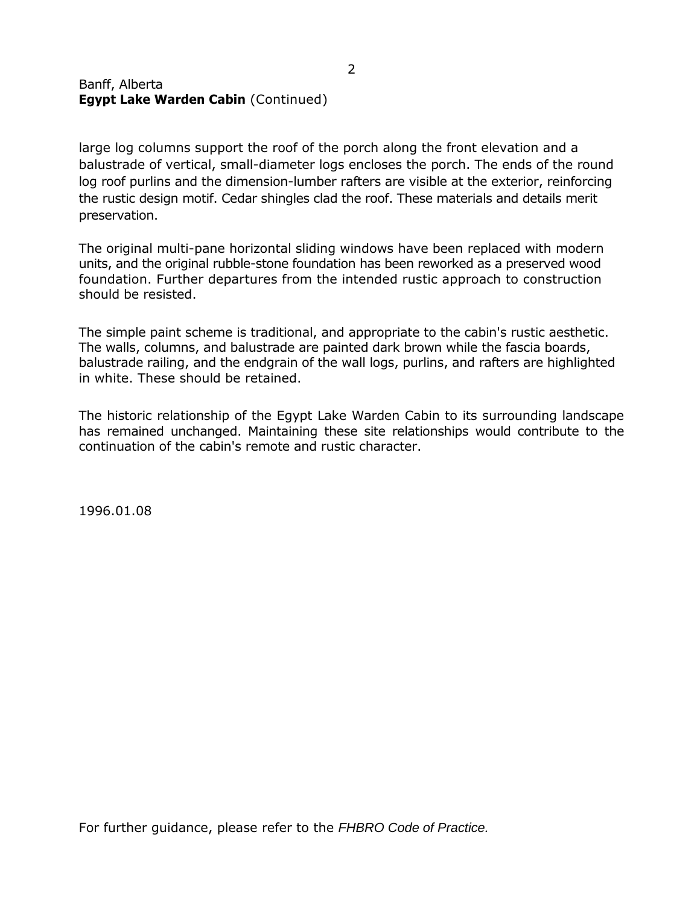Banff, Alberta
**Egypt Lake Warden Cabin** (Continued)

large log columns support the roof of the porch along the front elevation and a balustrade of vertical, small-diameter logs encloses the porch. The ends of the round log roof purlins and the dimension-lumber rafters are visible at the exterior, reinforcing the rustic design motif. Cedar shingles clad the roof. These materials and details merit preservation.

The original multi-pane horizontal sliding windows have been replaced with modern units, and the original rubble-stone foundation has been reworked as a preserved wood foundation. Further departures from the intended rustic approach to construction should be resisted.

The simple paint scheme is traditional, and appropriate to the cabin's rustic aesthetic. The walls, columns, and balustrade are painted dark brown while the fascia boards, balustrade railing, and the endgrain of the wall logs, purlins, and rafters are highlighted in white. These should be retained.

The historic relationship of the Egypt Lake Warden Cabin to its surrounding landscape has remained unchanged. Maintaining these site relationships would contribute to the continuation of the cabin's remote and rustic character.

1996.01.08

For further guidance, please refer to the *FHBRO Code of Practice.*